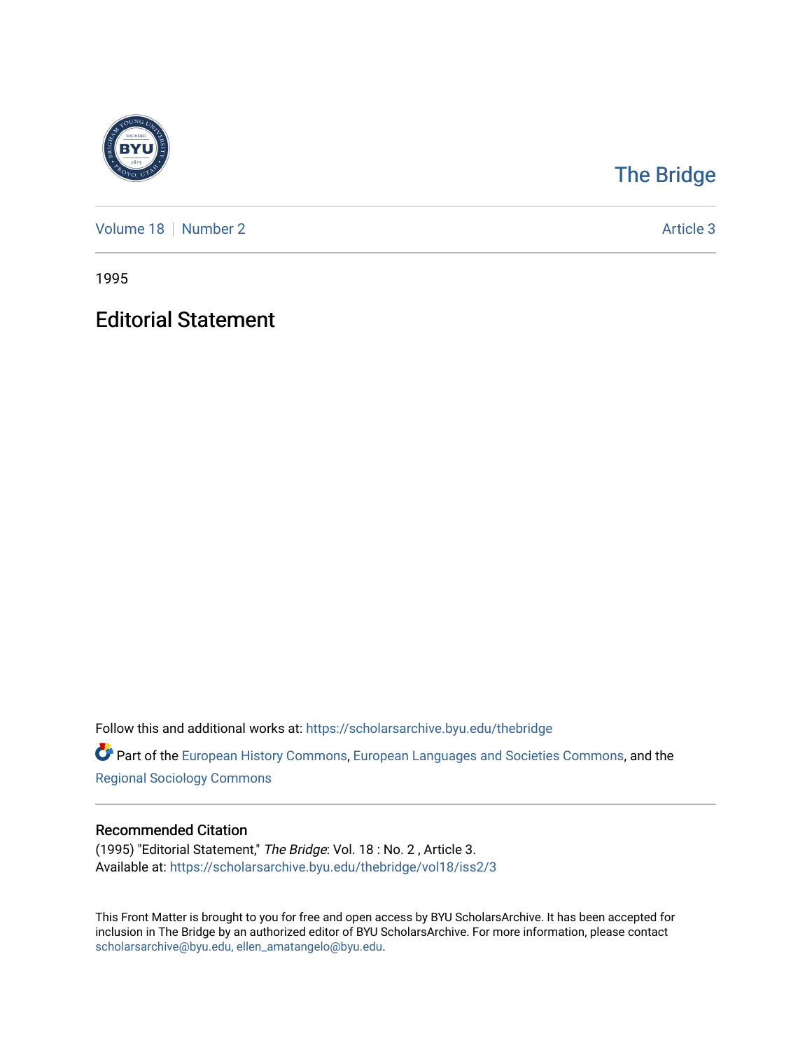# The Bridge

Volume 18 | Number 2 | Article 3

1995

## Editorial Statement

Follow this and additional works at: https://scholarsarchive.byu.edu/thebridge

Part of the European History Commons, European Languages and Societies Commons, and the Regional Sociology Commons

### Recommended Citation

(1995) "Editorial Statement," *The Bridge*: Vol. 18 : No. 2 , Article 3.
Available at: https://scholarsarchive.byu.edu/thebridge/vol18/iss2/3

This Front Matter is brought to you for free and open access by BYU ScholarsArchive. It has been accepted for inclusion in The Bridge by an authorized editor of BYU ScholarsArchive. For more information, please contact scholarsarchive@byu.edu, ellen_amatangelo@byu.edu.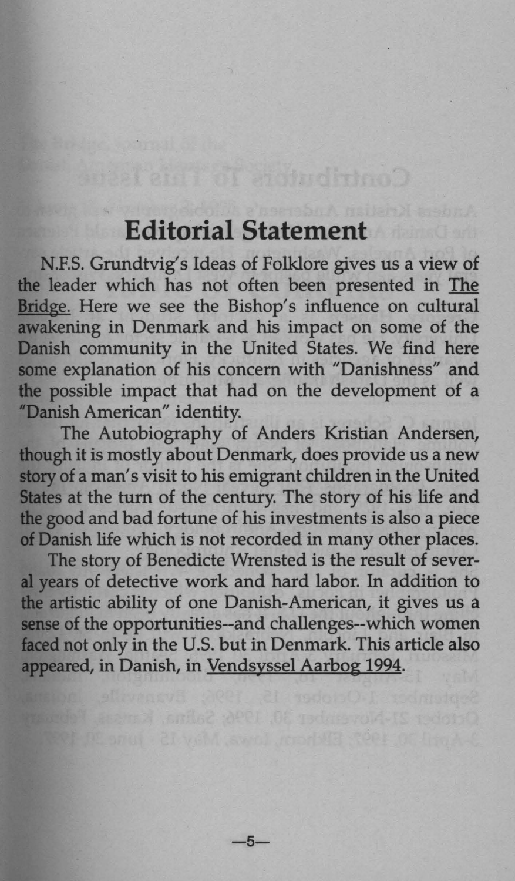## Editorial Statement

N.F.S. Grundtvig's Ideas of Folklore gives us a view of the leader which has not often been presented in The Bridge. Here we see the Bishop's influence on cultural awakening in Denmark and his impact on some of the Danish community in the United States. We find here some explanation of his concern with "Danishness" and the possible impact that had on the development of a "Danish American" identity.

The Autobiography of Anders Kristian Andersen, though it is mostly about Denmark, does provide us a new story of a man's visit to his emigrant children in the United States at the turn of the century. The story of his life and the good and bad fortune of his investments is also a piece of Danish life which is not recorded in many other places.

The story of Benedicte Wrensted is the result of several years of detective work and hard labor. In addition to the artistic ability of one Danish-American, it gives us a sense of the opportunities--and challenges--which women faced not only in the U.S. but in Denmark. This article also appeared, in Danish, in Vendsyssel Aarbog 1994.